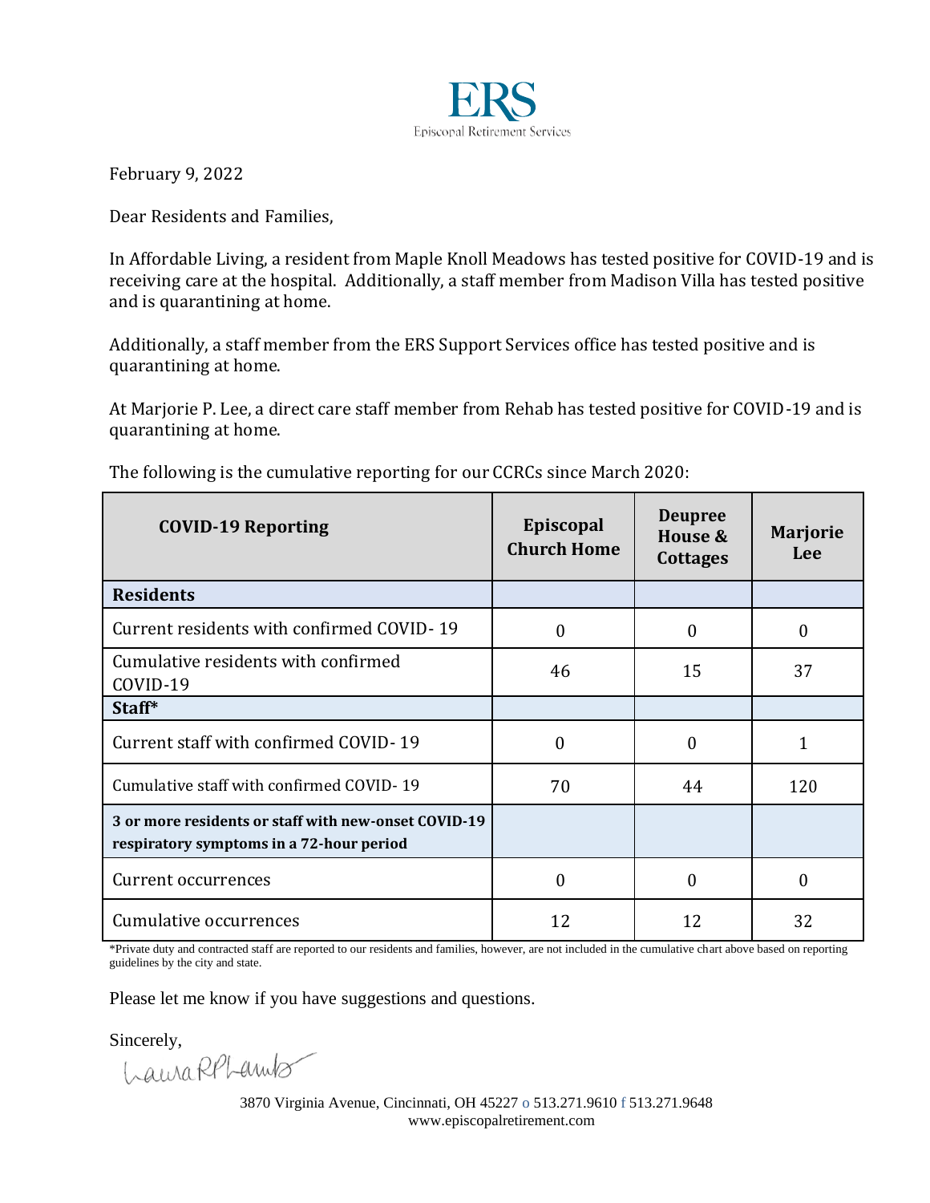ERS

Episcopal Retirement Services

February 9, 2022

Dear Residents and Families,

In Affordable Living, a resident from Maple Knoll Meadows has tested positive for COVID-19 and is receiving care at the hospital. Additionally, a staff member from Madison Villa has tested positive and is quarantining at home.

Additionally, a staff member from the ERS Support Services office has tested positive and is quarantining at home.

At Marjorie P. Lee, a direct care staff member from Rehab has tested positive for COVID-19 and is quarantining at home.

The following is the cumulative reporting for our CCRCs since March 2020:

| COVID-19 Reporting | Episcopal Church Home | Deupree House & Cottages | Marjorie Lee |
|---|---|---|---|
| **Residents** | | | |
| Current residents with confirmed COVID- 19 | 0 | 0 | 0 |
| Cumulative residents with confirmed COVID-19 | 46 | 15 | 37 |
| **Staff*** | | | |
| Current staff with confirmed COVID- 19 | 0 | 0 | 1 |
| Cumulative staff with confirmed COVID- 19 | 70 | 44 | 120 |
| **3 or more residents or staff with new-onset COVID-19 respiratory symptoms in a 72-hour period** | | | |
| Current occurrences | 0 | 0 | 0 |
| Cumulative occurrences | 12 | 12 | 32 |

*Private duty and contracted staff are reported to our residents and families, however, are not included in the cumulative chart above based on reporting guidelines by the city and state.

Please let me know if you have suggestions and questions.

Sincerely,

Laura RP Lamb

3870 Virginia Avenue, Cincinnati, OH 45227 o 513.271.9610 f 513.271.9648
www.episcopalretirement.com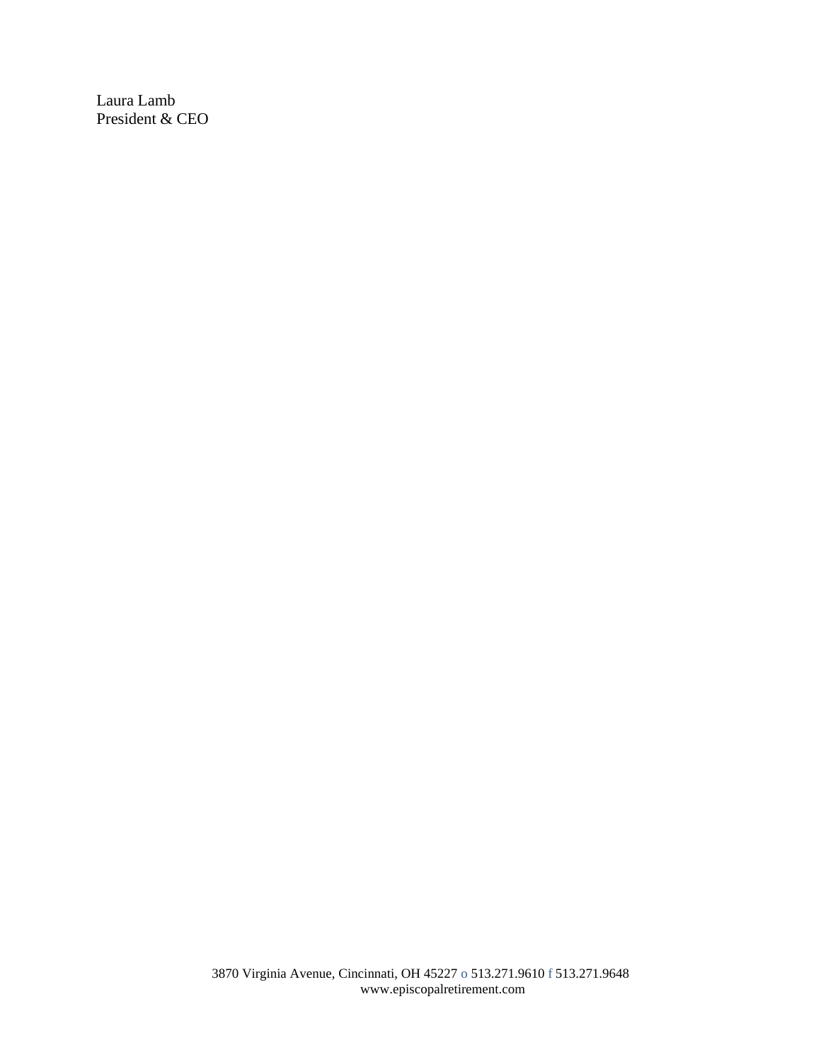Laura Lamb
President & CEO

3870 Virginia Avenue, Cincinnati, OH 45227 o 513.271.9610 f 513.271.9648
www.episcopalretirement.com